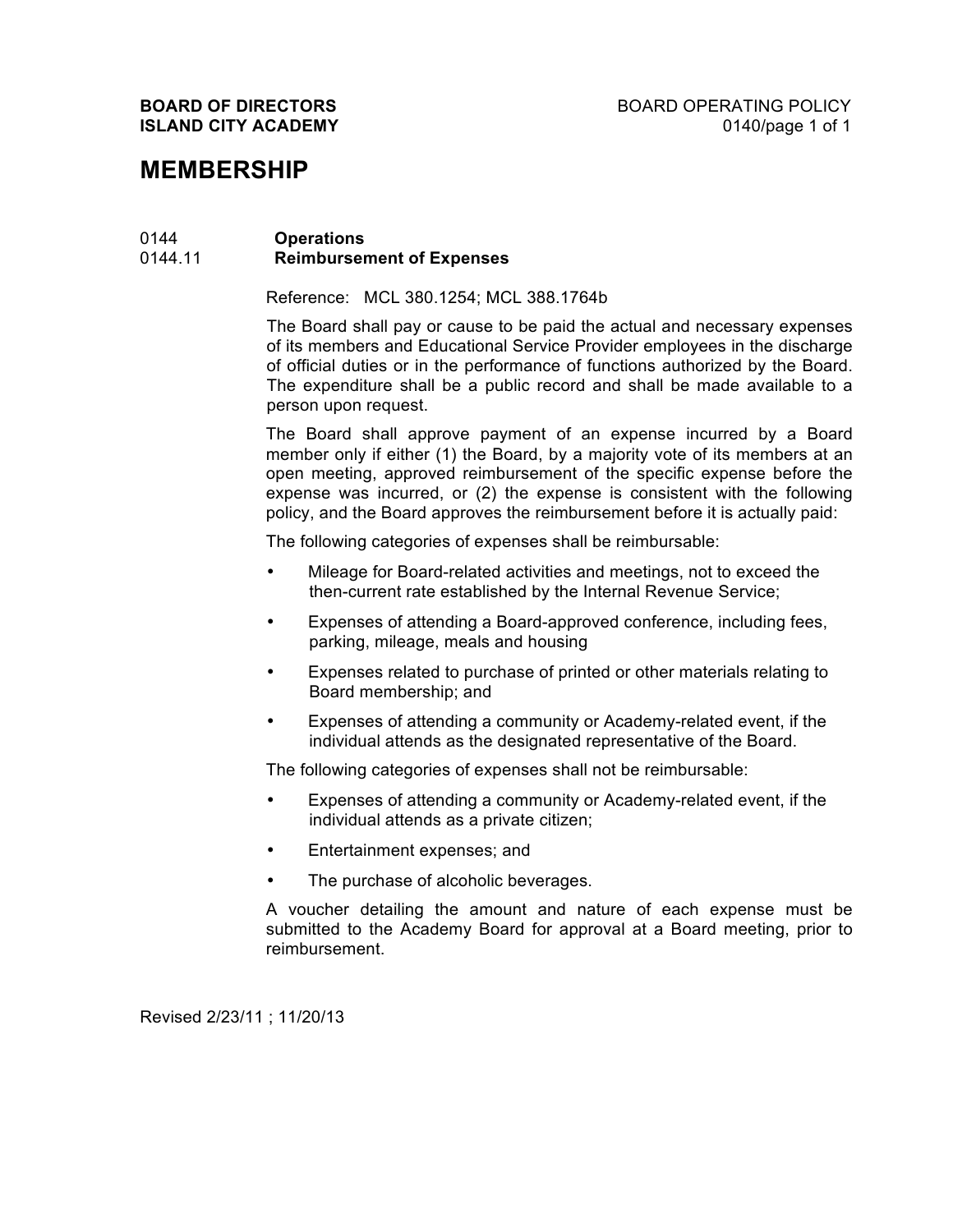**BOARD OF DIRECTORS**
**ISLAND CITY ACADEMY**

BOARD OPERATING POLICY
0140/page 1 of 1

# MEMBERSHIP

0144 **Operations**
0144.11 **Reimbursement of Expenses**

Reference: MCL 380.1254; MCL 388.1764b

The Board shall pay or cause to be paid the actual and necessary expenses of its members and Educational Service Provider employees in the discharge of official duties or in the performance of functions authorized by the Board. The expenditure shall be a public record and shall be made available to a person upon request.

The Board shall approve payment of an expense incurred by a Board member only if either (1) the Board, by a majority vote of its members at an open meeting, approved reimbursement of the specific expense before the expense was incurred, or (2) the expense is consistent with the following policy, and the Board approves the reimbursement before it is actually paid:

The following categories of expenses shall be reimbursable:

- Mileage for Board-related activities and meetings, not to exceed the then-current rate established by the Internal Revenue Service;
- Expenses of attending a Board-approved conference, including fees, parking, mileage, meals and housing
- Expenses related to purchase of printed or other materials relating to Board membership; and
- Expenses of attending a community or Academy-related event, if the individual attends as the designated representative of the Board.

The following categories of expenses shall not be reimbursable:

- Expenses of attending a community or Academy-related event, if the individual attends as a private citizen;
- Entertainment expenses; and
- The purchase of alcoholic beverages.

A voucher detailing the amount and nature of each expense must be submitted to the Academy Board for approval at a Board meeting, prior to reimbursement.

Revised 2/23/11 ; 11/20/13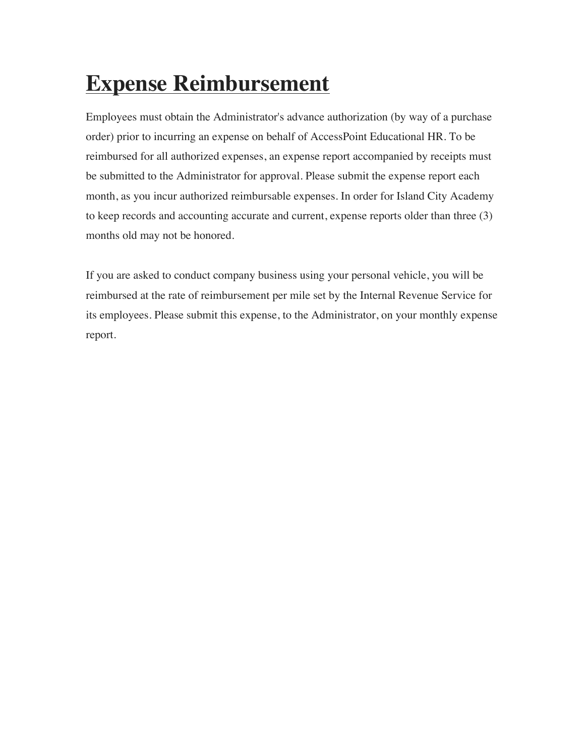# Expense Reimbursement

Employees must obtain the Administrator's advance authorization (by way of a purchase order) prior to incurring an expense on behalf of AccessPoint Educational HR. To be reimbursed for all authorized expenses, an expense report accompanied by receipts must be submitted to the Administrator for approval. Please submit the expense report each month, as you incur authorized reimbursable expenses. In order for Island City Academy to keep records and accounting accurate and current, expense reports older than three (3) months old may not be honored.

If you are asked to conduct company business using your personal vehicle, you will be reimbursed at the rate of reimbursement per mile set by the Internal Revenue Service for its employees. Please submit this expense, to the Administrator, on your monthly expense report.